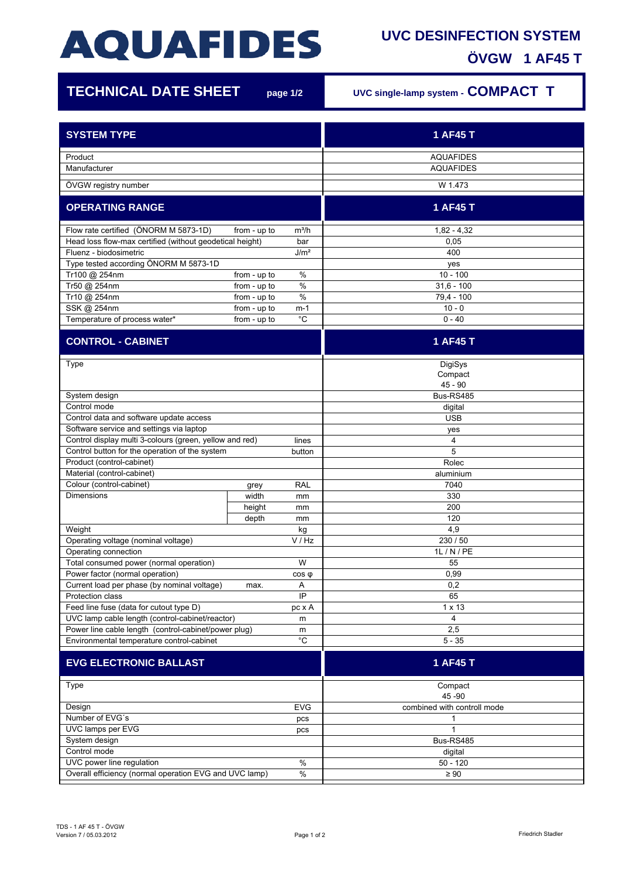# AQUAFIDES

## UVC DESINFECTION SYSTEM

## ÖVGW 1 AF45 T

## TECHNICAL DATE SHEET page 1/2

UVC single-lamp system - **COMPACT T**

| SYSTEM TYPE | | | 1 AF45 T |
|---|---|---|---|
| Product | | | AQUAFIDES |
| Manufacturer | | | AQUAFIDES |
| ÖVGW registry number | | | W 1.473 |
| **OPERATING RANGE** | | | **1 AF45 T** |
| Flow rate certified (ÖNORM M 5873-1D) | from - up to | m³/h | 1,82 - 4,32 |
| Head loss flow-max certified (without geodetical height) | | bar | 0,05 |
| Fluenz - biodosimetric | | J/m² | 400 |
| Type tested according ÖNORM M 5873-1D | | | yes |
| Tr100 @ 254nm | from - up to | % | 10 - 100 |
| Tr50 @ 254nm | from - up to | % | 31,6 - 100 |
| Tr10 @ 254nm | from - up to | % | 79,4 - 100 |
| SSK @ 254nm | from - up to | m-1 | 10 - 0 |
| Temperature of process water* | from - up to | °C | 0 - 40 |
| **CONTROL - CABINET** | | | **1 AF45 T** |
| Type | | | DigiSys Compact 45 - 90 |
| System design | | | Bus-RS485 |
| Control mode | | | digital |
| Control data and software update access | | | USB |
| Software service and settings via laptop | | | yes |
| Control display multi 3-colours (green, yellow and red) | | lines | 4 |
| Control button for the operation of the system | | button | 5 |
| Product (control-cabinet) | | | Rolec |
| Material (control-cabinet) | | | aluminium |
| Colour (control-cabinet) | grey | RAL | 7040 |
| Dimensions | width | mm | 330 |
| | height | mm | 200 |
| | depth | mm | 120 |
| Weight | | kg | 4,9 |
| Operating voltage (nominal voltage) | | V / Hz | 230 / 50 |
| Operating connection | | | 1L / N / PE |
| Total consumed power (normal operation) | | W | 55 |
| Power factor (normal operation) | | cos φ | 0,99 |
| Current load per phase (by nominal voltage) | max. | A | 0,2 |
| Protection class | | IP | 65 |
| Feed line fuse (data for cutout type D) | | pc x A | 1 x 13 |
| UVC lamp cable length (control-cabinet/reactor) | | m | 4 |
| Power line cable length (control-cabinet/power plug) | | m | 2,5 |
| Environmental temperature control-cabinet | | °C | 5 - 35 |
| **EVG ELECTRONIC BALLAST** | | | **1 AF45 T** |
| Type | | | Compact 45 -90 |
| Design | | EVG | combined with controll mode |
| Number of EVG´s | | pcs | 1 |
| UVC lamps per EVG | | pcs | 1 |
| System design | | | Bus-RS485 |
| Control mode | | | digital |
| UVC power line regulation | | % | 50 - 120 |
| Overall efficiency (normal operation EVG and UVC lamp) | | % | ≥ 90 |

TDS - 1 AF 45 T - ÖVGW
Version 7 / 05.03.2012

Friedrich Stadler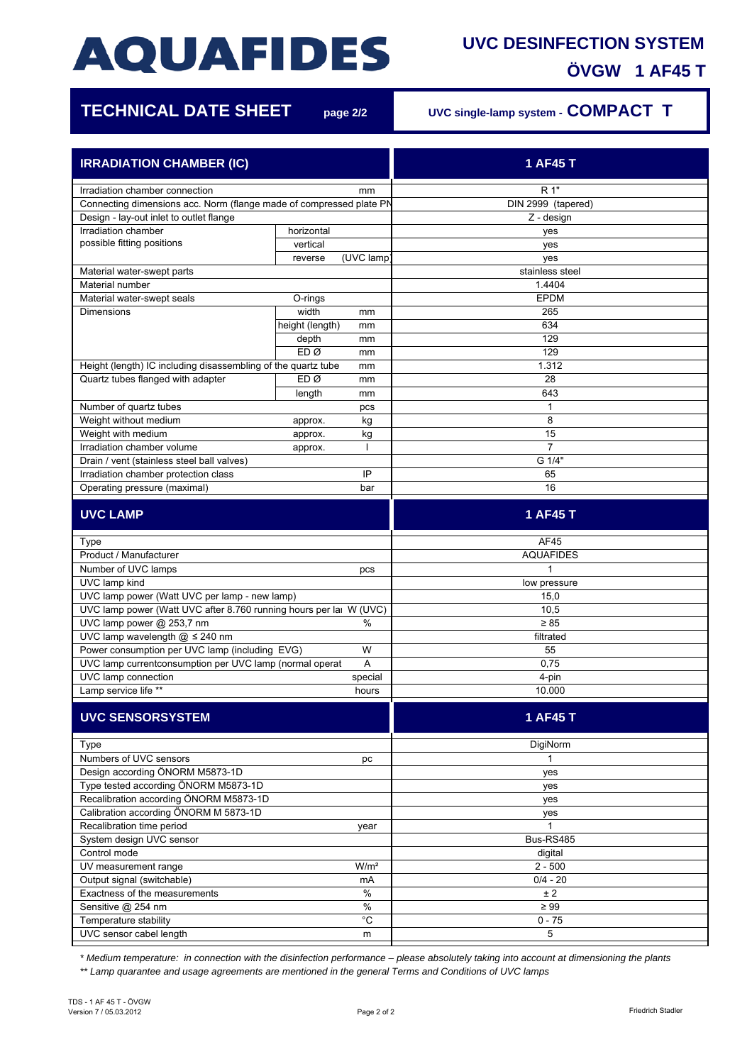# AQUAFIDES

## UVC DESINFECTION SYSTEM

## ÖVGW 1 AF45 T

## TECHNICAL DATE SHEET page 2/2

**UVC single-lamp system - COMPACT T**

| IRRADIATION CHAMBER (IC) | | | 1 AF45 T |
|---|---|---|---|
| Irradiation chamber connection | | mm | R 1" |
| Connecting dimensions acc. Norm (flange made of compressed plate PN | | | DIN 2999 (tapered) |
| Design - lay-out inlet to outlet flange | | | Z - design |
| Irradiation chamber possible fitting positions | horizontal | | yes |
| | vertical | | yes |
| | reverse | (UVC lamp) | yes |
| Material water-swept parts | | | stainless steel |
| Material number | | | 1.4404 |
| Material water-swept seals | O-rings | | EPDM |
| Dimensions | width | mm | 265 |
| | height (length) | mm | 634 |
| | depth | mm | 129 |
| | ED Ø | mm | 129 |
| Height (length) IC including disassembling of the quartz tube | | mm | 1.312 |
| Quartz tubes flanged with adapter | ED Ø | mm | 28 |
| | length | mm | 643 |
| Number of quartz tubes | | pcs | 1 |
| Weight without medium | approx. | kg | 8 |
| Weight with medium | approx. | kg | 15 |
| Irradiation chamber volume | approx. | l | 7 |
| Drain / vent (stainless steel ball valves) | | | G 1/4" |
| Irradiation chamber protection class | | IP | 65 |
| Operating pressure (maximal) | | bar | 16 |

| UVC LAMP | | 1 AF45 T |
|---|---|---|
| Type | | AF45 |
| Product / Manufacturer | | AQUAFIDES |
| Number of UVC lamps | pcs | 1 |
| UVC lamp kind | | low pressure |
| UVC lamp power (Watt UVC per lamp - new lamp) | | 15,0 |
| UVC lamp power (Watt UVC after 8.760 running hours per la | W (UVC) | 10,5 |
| UVC lamp power @ 253,7 nm | % | ≥ 85 |
| UVC lamp wavelength @ ≤ 240 nm | | filtrated |
| Power consumption per UVC lamp (including EVG) | W | 55 |
| UVC lamp currentconsumption per UVC lamp (normal operat | A | 0,75 |
| UVC lamp connection | special | 4-pin |
| Lamp service life ** | hours | 10.000 |

| UVC SENSORSYSTEM | | 1 AF45 T |
|---|---|---|
| Type | | DigiNorm |
| Numbers of UVC sensors | pc | 1 |
| Design according ÖNORM M5873-1D | | yes |
| Type tested according ÖNORM M5873-1D | | yes |
| Recalibration according ÖNORM M5873-1D | | yes |
| Calibration according ÖNORM M 5873-1D | | yes |
| Recalibration time period | year | 1 |
| System design UVC sensor | | Bus-RS485 |
| Control mode | | digital |
| UV measurement range | W/m² | 2 - 500 |
| Output signal (switchable) | mA | 0/4 - 20 |
| Exactness of the measurements | % | ± 2 |
| Sensitive @ 254 nm | % | ≥ 99 |
| Temperature stability | °C | 0 - 75 |
| UVC sensor cabel length | m | 5 |

*\* Medium temperature: in connection with the disinfection performance – please absolutely taking into account at dimensioning the plants*

*\*\* Lamp quarantee and usage agreements are mentioned in the general Terms and Conditions of UVC lamps*

TDS - 1 AF 45 T - ÖVGW
Version 7 / 05.03.2012

Friedrich Stadler